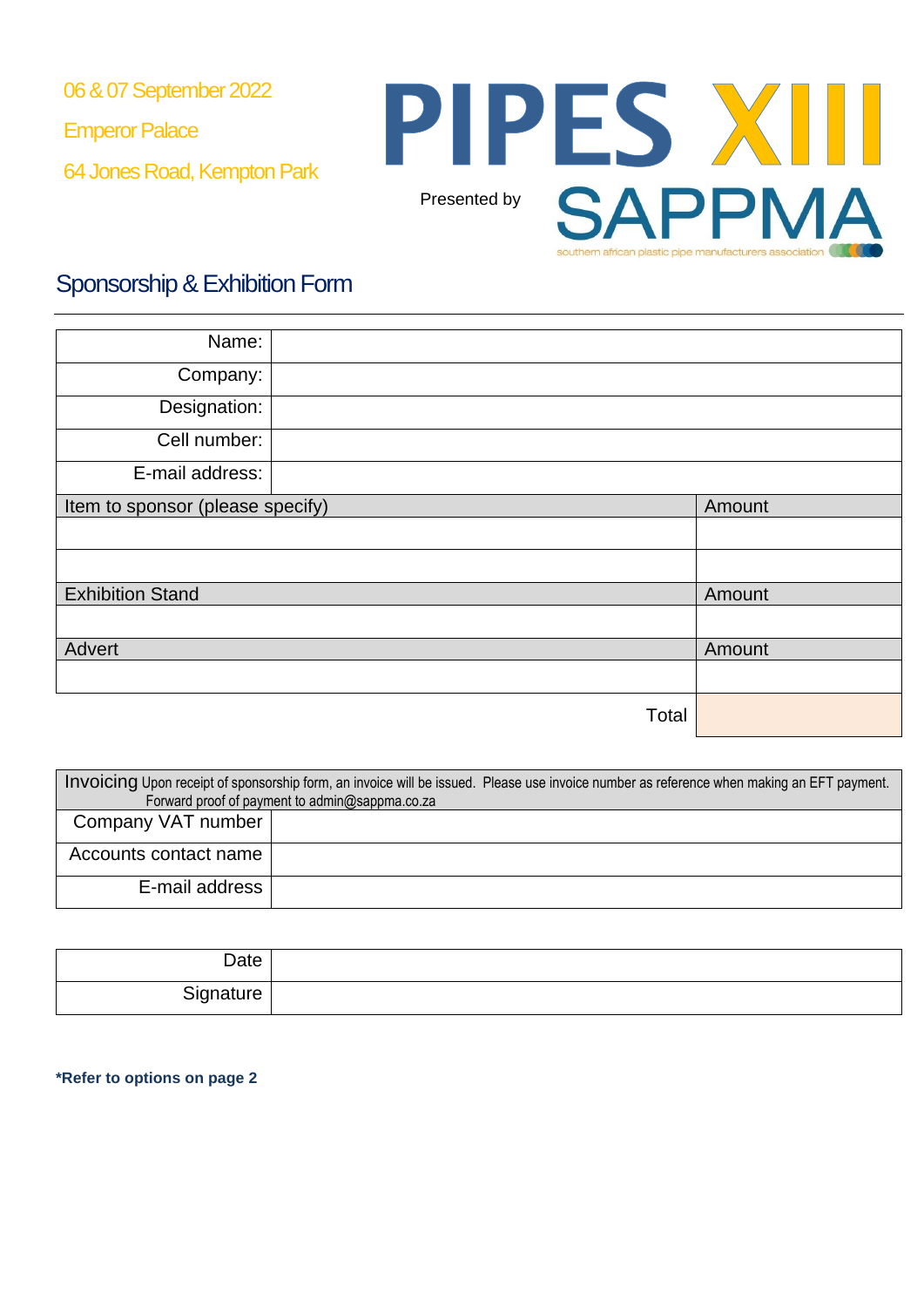06 & 07 September 2022

Emperor Palace

64 Jones Road, Kempton Park

# PIPES XIII

Presented by

SAPPMA

southern african plastic pipe manufacturers association

## Sponsorship & Exhibition Form

| | |
|---|---|
| Name: | |
| Company: | |
| Designation: | |
| Cell number: | |
| E-mail address: | |

| Item to sponsor (please specify) | Amount |
|---|---|
| | |
| | |
| **Exhibition Stand** | **Amount** |
| | |
| **Advert** | **Amount** |
| | |
| Total | |

| Invoicing Upon receipt of sponsorship form, an invoice will be issued. Please use invoice number as reference when making an EFT payment. Forward proof of payment to admin@sappma.co.za | |
|---|---|
| Company VAT number | |
| Accounts contact name | |
| E-mail address | |

| | |
|---|---|
| Date | |
| Signature | |

**\*Refer to options on page 2**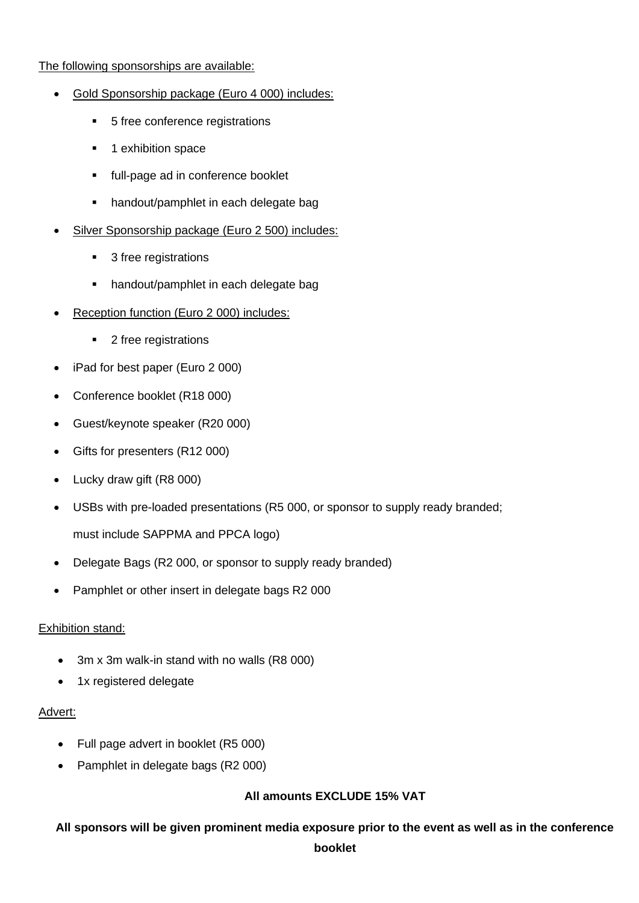The following sponsorships are available:

- Gold Sponsorship package (Euro 4 000) includes:
  - 5 free conference registrations
  - 1 exhibition space
  - full-page ad in conference booklet
  - handout/pamphlet in each delegate bag
- Silver Sponsorship package (Euro 2 500) includes:
  - 3 free registrations
  - handout/pamphlet in each delegate bag
- Reception function (Euro 2 000) includes:
  - 2 free registrations
- iPad for best paper (Euro 2 000)
- Conference booklet (R18 000)
- Guest/keynote speaker (R20 000)
- Gifts for presenters (R12 000)
- Lucky draw gift (R8 000)
- USBs with pre-loaded presentations (R5 000, or sponsor to supply ready branded; must include SAPPMA and PPCA logo)
- Delegate Bags (R2 000, or sponsor to supply ready branded)
- Pamphlet or other insert in delegate bags R2 000

Exhibition stand:

- 3m x 3m walk-in stand with no walls (R8 000)
- 1x registered delegate

Advert:

- Full page advert in booklet (R5 000)
- Pamphlet in delegate bags (R2 000)

**All amounts EXCLUDE 15% VAT**

**All sponsors will be given prominent media exposure prior to the event as well as in the conference booklet**